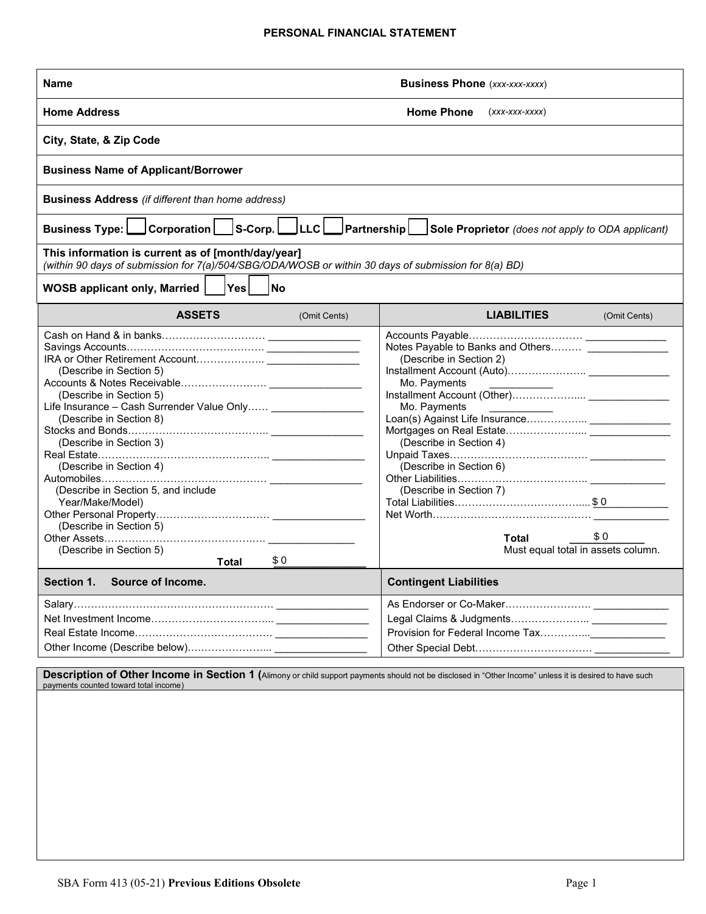# PERSONAL FINANCIAL STATEMENT

| | |
|---|---|
| **Name** | **Business Phone** (*xxx-xxx-xxxx*) |
| **Home Address** | **Home Phone** (*xxx-xxx-xxxx*) |
| **City, State, & Zip Code** | |
| **Business Name of Applicant/Borrower** | |
| **Business Address** *(if different than home address)* | |
| **Business Type:** ☐ Corporation ☐ S-Corp. ☐ LLC ☐ Partnership ☐ Sole Proprietor *(does not apply to ODA applicant)* | |
| **This information is current as of [month/day/year]** *(within 90 days of submission for 7(a)/504/SBG/ODA/WOSB or within 30 days of submission for 8(a) BD)* | |
| **WOSB applicant only, Married** ☐ Yes ☐ No | |

| **ASSETS** (Omit Cents) | | **LIABILITIES** (Omit Cents) | |
|---|---|---|---|
| Cash on Hand & in banks | ________ | Accounts Payable | ________ |
| Savings Accounts | ________ | Notes Payable to Banks and Others (Describe in Section 2) | ________ |
| IRA or Other Retirement Account (Describe in Section 5) | ________ | Installment Account (Auto) | ________ |
| | | Mo. Payments | ________ |
| Accounts & Notes Receivable (Describe in Section 5) | ________ | Installment Account (Other) | ________ |
| | | Mo. Payments | ________ |
| Life Insurance – Cash Surrender Value Only (Describe in Section 8) | ________ | Loan(s) Against Life Insurance | ________ |
| Stocks and Bonds (Describe in Section 3) | ________ | Mortgages on Real Estate (Describe in Section 4) | ________ |
| Real Estate (Describe in Section 4) | ________ | Unpaid Taxes (Describe in Section 6) | ________ |
| Automobiles (Describe in Section 5, and include Year/Make/Model) | ________ | Other Liabilities (Describe in Section 7) | ________ |
| Other Personal Property (Describe in Section 5) | ________ | Total Liabilities | $ 0 |
| Other Assets (Describe in Section 5) | ________ | Net Worth | ________ |
| **Total** | $ 0 | **Total** Must equal total in assets column. | $ 0 |

| **Section 1. Source of Income.** | | **Contingent Liabilities** | |
|---|---|---|---|
| Salary | ________ | As Endorser or Co-Maker | ________ |
| Net Investment Income | ________ | Legal Claims & Judgments | ________ |
| Real Estate Income | ________ | Provision for Federal Income Tax | ________ |
| Other Income (Describe below) | ________ | Other Special Debt | ________ |

**Description of Other Income in Section 1 (**Alimony or child support payments should not be disclosed in "Other Income" unless it is desired to have such payments counted toward total income)

SBA Form 413 (05-21) **Previous Editions Obsolete**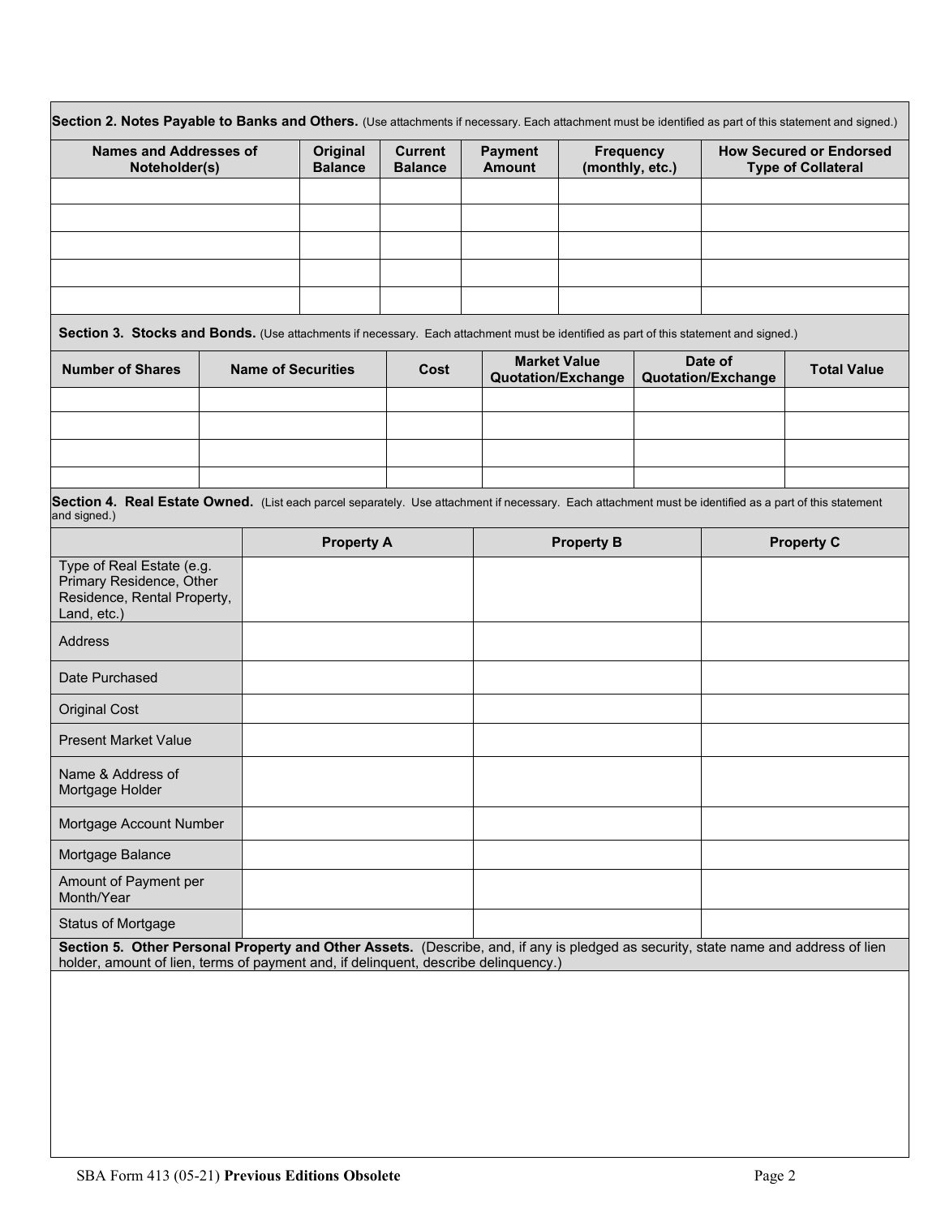**Section 2. Notes Payable to Banks and Others.** (Use attachments if necessary. Each attachment must be identified as part of this statement and signed.)

| Names and Addresses of Noteholder(s) | Original Balance | Current Balance | Payment Amount | Frequency (monthly, etc.) | How Secured or Endorsed Type of Collateral |
|---|---|---|---|---|---|
| | | | | | |
| | | | | | |
| | | | | | |
| | | | | | |
| | | | | | |

**Section 3. Stocks and Bonds.** (Use attachments if necessary. Each attachment must be identified as part of this statement and signed.)

| Number of Shares | Name of Securities | Cost | Market Value Quotation/Exchange | Date of Quotation/Exchange | Total Value |
|---|---|---|---|---|---|
| | | | | | |
| | | | | | |
| | | | | | |
| | | | | | |

**Section 4. Real Estate Owned.** (List each parcel separately. Use attachment if necessary. Each attachment must be identified as a part of this statement and signed.)

| | Property A | Property B | Property C |
|---|---|---|---|
| Type of Real Estate (e.g. Primary Residence, Other Residence, Rental Property, Land, etc.) | | | |
| Address | | | |
| Date Purchased | | | |
| Original Cost | | | |
| Present Market Value | | | |
| Name & Address of Mortgage Holder | | | |
| Mortgage Account Number | | | |
| Mortgage Balance | | | |
| Amount of Payment per Month/Year | | | |
| Status of Mortgage | | | |

**Section 5. Other Personal Property and Other Assets.** (Describe, and, if any is pledged as security, state name and address of lien holder, amount of lien, terms of payment and, if delinquent, describe delinquency.)

SBA Form 413 (05-21) **Previous Editions Obsolete**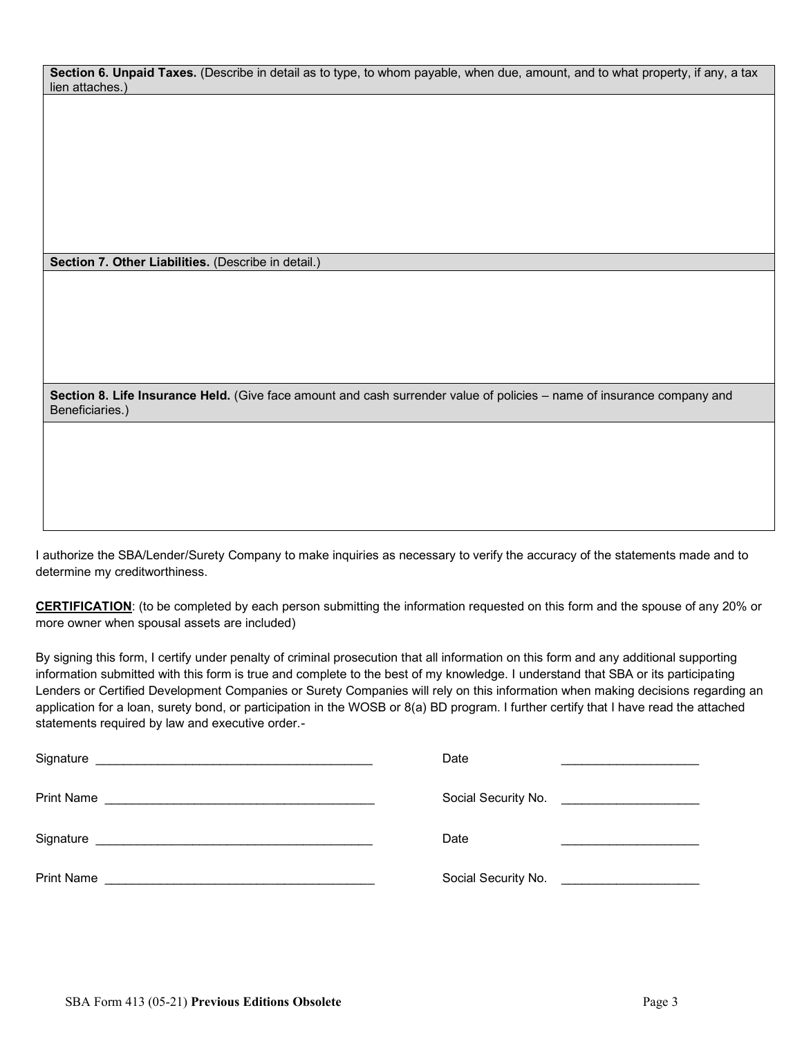**Section 6. Unpaid Taxes.** (Describe in detail as to type, to whom payable, when due, amount, and to what property, if any, a tax lien attaches.)

**Section 7. Other Liabilities.** (Describe in detail.)

**Section 8. Life Insurance Held.** (Give face amount and cash surrender value of policies – name of insurance company and Beneficiaries.)

I authorize the SBA/Lender/Surety Company to make inquiries as necessary to verify the accuracy of the statements made and to determine my creditworthiness.

**CERTIFICATION**: (to be completed by each person submitting the information requested on this form and the spouse of any 20% or more owner when spousal assets are included)

By signing this form, I certify under penalty of criminal prosecution that all information on this form and any additional supporting information submitted with this form is true and complete to the best of my knowledge. I understand that SBA or its participating Lenders or Certified Development Companies or Surety Companies will rely on this information when making decisions regarding an application for a loan, surety bond, or participation in the WOSB or 8(a) BD program. I further certify that I have read the attached statements required by law and executive order.-

Signature ________________________________________ Date ____________________

Print Name ________________________________________ Social Security No. ____________________

Signature ________________________________________ Date ____________________

Print Name ________________________________________ Social Security No. ____________________

SBA Form 413 (05-21) **Previous Editions Obsolete**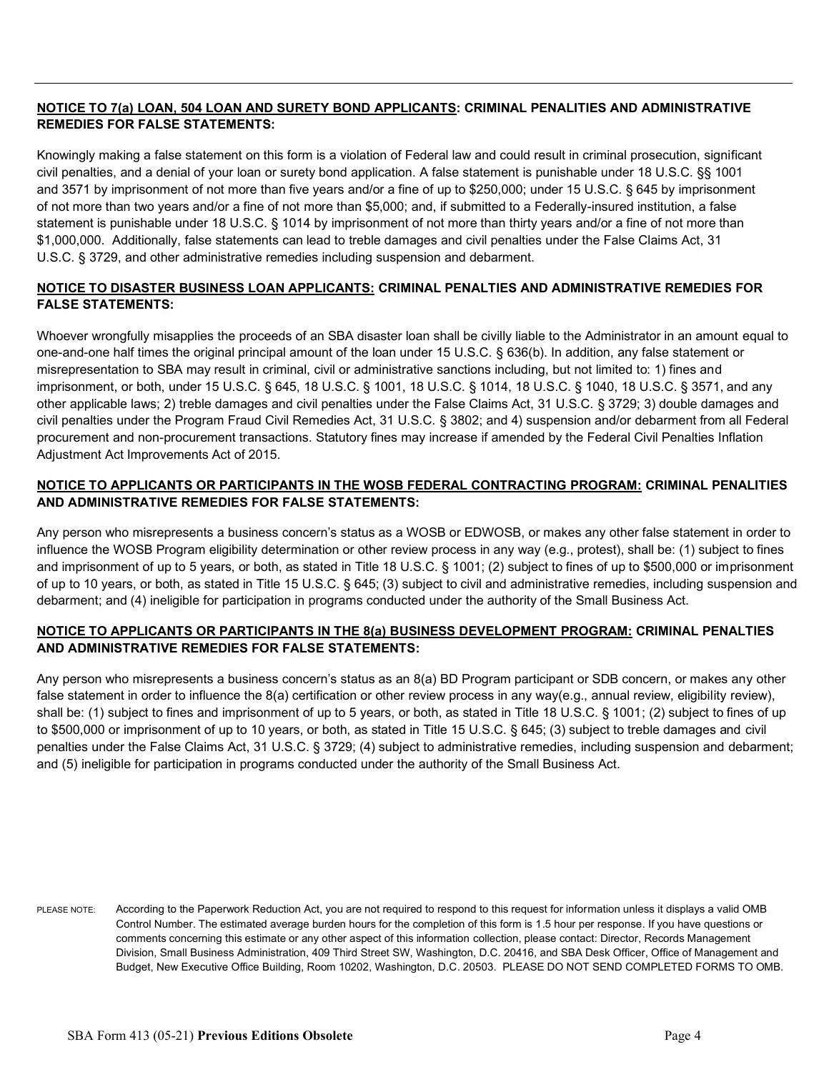**<u>NOTICE TO 7(a) LOAN, 504 LOAN AND SURETY BOND APPLICANTS</u>: CRIMINAL PENALITIES AND ADMINISTRATIVE REMEDIES FOR FALSE STATEMENTS:**

Knowingly making a false statement on this form is a violation of Federal law and could result in criminal prosecution, significant civil penalties, and a denial of your loan or surety bond application. A false statement is punishable under 18 U.S.C. §§ 1001 and 3571 by imprisonment of not more than five years and/or a fine of up to $250,000; under 15 U.S.C. § 645 by imprisonment of not more than two years and/or a fine of not more than $5,000; and, if submitted to a Federally-insured institution, a false statement is punishable under 18 U.S.C. § 1014 by imprisonment of not more than thirty years and/or a fine of not more than $1,000,000. Additionally, false statements can lead to treble damages and civil penalties under the False Claims Act, 31 U.S.C. § 3729, and other administrative remedies including suspension and debarment.

**<u>NOTICE TO DISASTER BUSINESS LOAN APPLICANTS:</u> CRIMINAL PENALTIES AND ADMINISTRATIVE REMEDIES FOR FALSE STATEMENTS:**

Whoever wrongfully misapplies the proceeds of an SBA disaster loan shall be civilly liable to the Administrator in an amount equal to one-and-one half times the original principal amount of the loan under 15 U.S.C. § 636(b). In addition, any false statement or misrepresentation to SBA may result in criminal, civil or administrative sanctions including, but not limited to: 1) fines and imprisonment, or both, under 15 U.S.C. § 645, 18 U.S.C. § 1001, 18 U.S.C. § 1014, 18 U.S.C. § 1040, 18 U.S.C. § 3571, and any other applicable laws; 2) treble damages and civil penalties under the False Claims Act, 31 U.S.C. § 3729; 3) double damages and civil penalties under the Program Fraud Civil Remedies Act, 31 U.S.C. § 3802; and 4) suspension and/or debarment from all Federal procurement and non-procurement transactions. Statutory fines may increase if amended by the Federal Civil Penalties Inflation Adjustment Act Improvements Act of 2015.

**<u>NOTICE TO APPLICANTS OR PARTICIPANTS IN THE WOSB FEDERAL CONTRACTING PROGRAM:</u> CRIMINAL PENALITIES AND ADMINISTRATIVE REMEDIES FOR FALSE STATEMENTS:**

Any person who misrepresents a business concern's status as a WOSB or EDWOSB, or makes any other false statement in order to influence the WOSB Program eligibility determination or other review process in any way (e.g., protest), shall be: (1) subject to fines and imprisonment of up to 5 years, or both, as stated in Title 18 U.S.C. § 1001; (2) subject to fines of up to $500,000 or imprisonment of up to 10 years, or both, as stated in Title 15 U.S.C. § 645; (3) subject to civil and administrative remedies, including suspension and debarment; and (4) ineligible for participation in programs conducted under the authority of the Small Business Act.

**<u>NOTICE TO APPLICANTS OR PARTICIPANTS IN THE 8(a) BUSINESS DEVELOPMENT PROGRAM:</u> CRIMINAL PENALTIES AND ADMINISTRATIVE REMEDIES FOR FALSE STATEMENTS:**

Any person who misrepresents a business concern's status as an 8(a) BD Program participant or SDB concern, or makes any other false statement in order to influence the 8(a) certification or other review process in any way(e.g., annual review, eligibility review), shall be: (1) subject to fines and imprisonment of up to 5 years, or both, as stated in Title 18 U.S.C. § 1001; (2) subject to fines of up to $500,000 or imprisonment of up to 10 years, or both, as stated in Title 15 U.S.C. § 645; (3) subject to treble damages and civil penalties under the False Claims Act, 31 U.S.C. § 3729; (4) subject to administrative remedies, including suspension and debarment; and (5) ineligible for participation in programs conducted under the authority of the Small Business Act.

PLEASE NOTE: According to the Paperwork Reduction Act, you are not required to respond to this request for information unless it displays a valid OMB Control Number. The estimated average burden hours for the completion of this form is 1.5 hour per response. If you have questions or comments concerning this estimate or any other aspect of this information collection, please contact: Director, Records Management Division, Small Business Administration, 409 Third Street SW, Washington, D.C. 20416, and SBA Desk Officer, Office of Management and Budget, New Executive Office Building, Room 10202, Washington, D.C. 20503. PLEASE DO NOT SEND COMPLETED FORMS TO OMB.

SBA Form 413 (05-21) **Previous Editions Obsolete**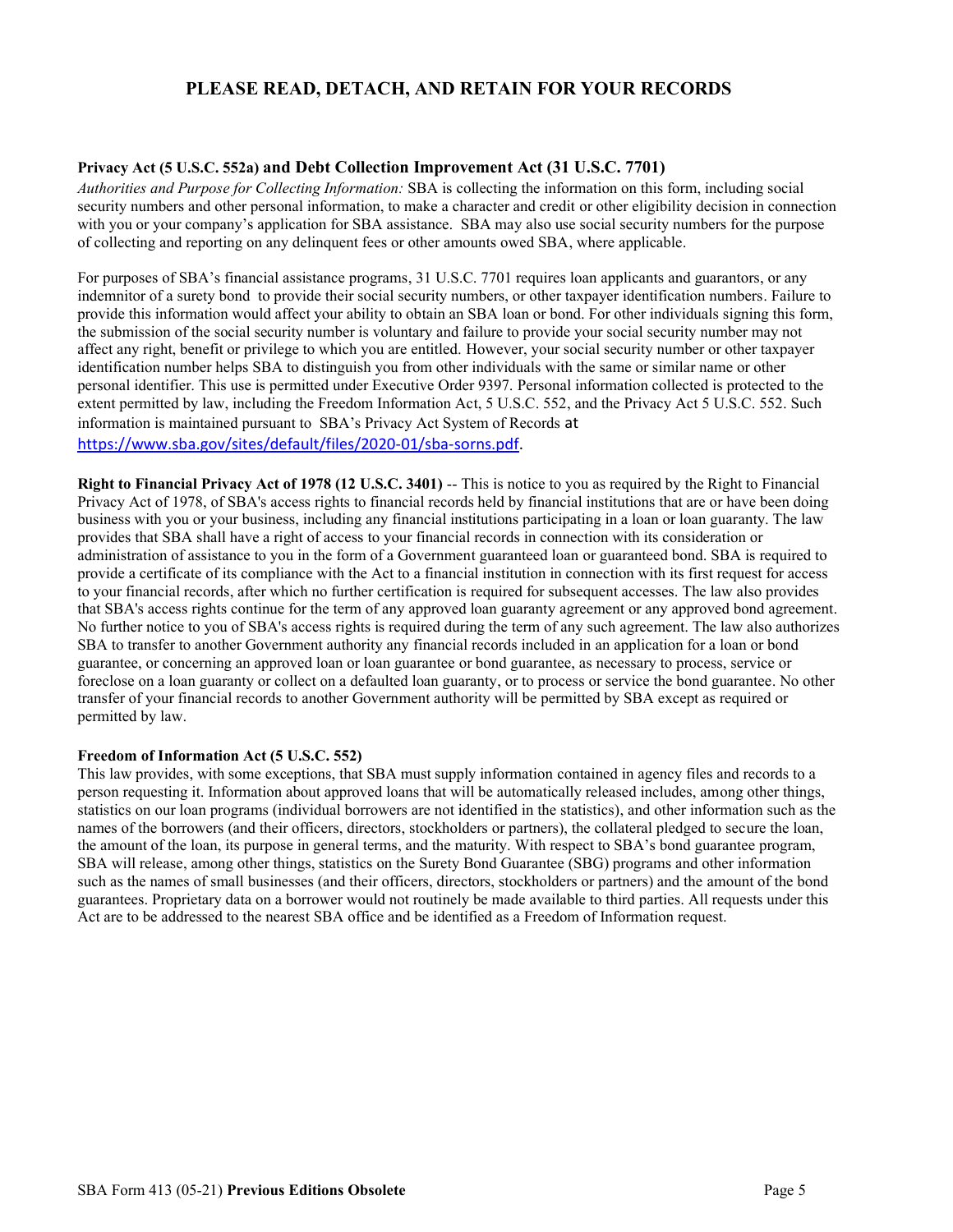## PLEASE READ, DETACH, AND RETAIN FOR YOUR RECORDS

**Privacy Act (5 U.S.C. 552a) and Debt Collection Improvement Act (31 U.S.C. 7701)**

*Authorities and Purpose for Collecting Information:* SBA is collecting the information on this form, including social security numbers and other personal information, to make a character and credit or other eligibility decision in connection with you or your company's application for SBA assistance. SBA may also use social security numbers for the purpose of collecting and reporting on any delinquent fees or other amounts owed SBA, where applicable.

For purposes of SBA's financial assistance programs, 31 U.S.C. 7701 requires loan applicants and guarantors, or any indemnitor of a surety bond to provide their social security numbers, or other taxpayer identification numbers. Failure to provide this information would affect your ability to obtain an SBA loan or bond. For other individuals signing this form, the submission of the social security number is voluntary and failure to provide your social security number may not affect any right, benefit or privilege to which you are entitled. However, your social security number or other taxpayer identification number helps SBA to distinguish you from other individuals with the same or similar name or other personal identifier. This use is permitted under Executive Order 9397. Personal information collected is protected to the extent permitted by law, including the Freedom of Information Act, 5 U.S.C. 552, and the Privacy Act 5 U.S.C. 552. Such information is maintained pursuant to SBA's Privacy Act System of Records at https://www.sba.gov/sites/default/files/2020-01/sba-sorns.pdf.

**Right to Financial Privacy Act of 1978 (12 U.S.C. 3401)** -- This is notice to you as required by the Right to Financial Privacy Act of 1978, of SBA's access rights to financial records held by financial institutions that are or have been doing business with you or your business, including any financial institutions participating in a loan or loan guaranty. The law provides that SBA shall have a right of access to your financial records in connection with its consideration or administration of assistance to you in the form of a Government guaranteed loan or guaranteed bond. SBA is required to provide a certificate of its compliance with the Act to a financial institution in connection with its first request for access to your financial records, after which no further certification is required for subsequent accesses. The law also provides that SBA's access rights continue for the term of any approved loan guaranty agreement or any approved bond agreement. No further notice to you of SBA's access rights is required during the term of any such agreement. The law also authorizes SBA to transfer to another Government authority any financial records included in an application for a loan or bond guarantee, or concerning an approved loan or loan guarantee or bond guarantee, as necessary to process, service or foreclose on a loan guaranty or collect on a defaulted loan guaranty, or to process or service the bond guarantee. No other transfer of your financial records to another Government authority will be permitted by SBA except as required or permitted by law.

**Freedom of Information Act (5 U.S.C. 552)**

This law provides, with some exceptions, that SBA must supply information contained in agency files and records to a person requesting it. Information about approved loans that will be automatically released includes, among other things, statistics on our loan programs (individual borrowers are not identified in the statistics), and other information such as the names of the borrowers (and their officers, directors, stockholders or partners), the collateral pledged to secure the loan, the amount of the loan, its purpose in general terms, and the maturity. With respect to SBA's bond guarantee program, SBA will release, among other things, statistics on the Surety Bond Guarantee (SBG) programs and other information such as the names of small businesses (and their officers, directors, stockholders or partners) and the amount of the bond guarantees. Proprietary data on a borrower would not routinely be made available to third parties. All requests under this Act are to be addressed to the nearest SBA office and be identified as a Freedom of Information request.

SBA Form 413 (05-21) **Previous Editions Obsolete**